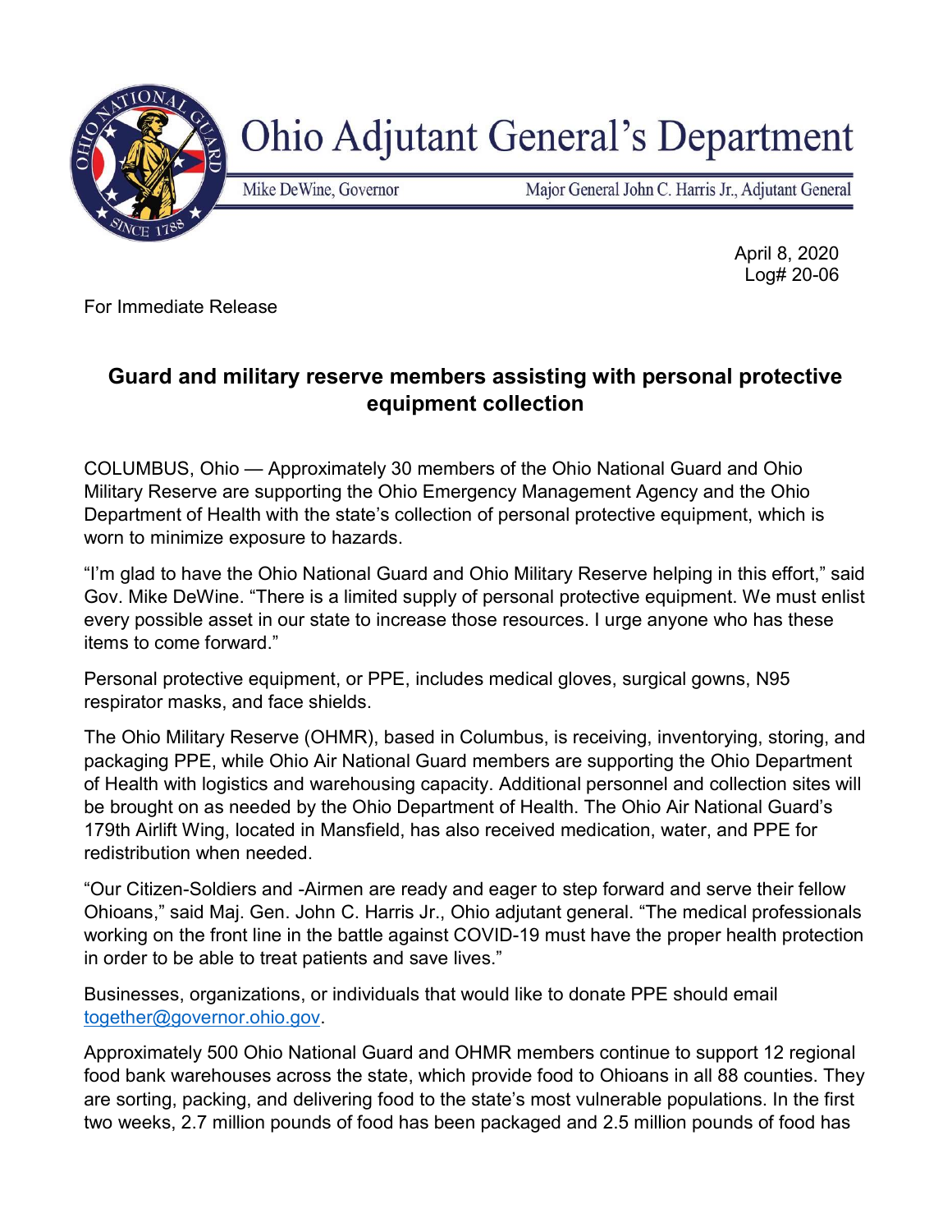# Ohio Adjutant General's Department

Mike DeWine, Governor

Major General John C. Harris Jr., Adjutant General

April 8, 2020
Log# 20-06

For Immediate Release

## Guard and military reserve members assisting with personal protective equipment collection

COLUMBUS, Ohio — Approximately 30 members of the Ohio National Guard and Ohio Military Reserve are supporting the Ohio Emergency Management Agency and the Ohio Department of Health with the state's collection of personal protective equipment, which is worn to minimize exposure to hazards.

"I'm glad to have the Ohio National Guard and Ohio Military Reserve helping in this effort," said Gov. Mike DeWine. "There is a limited supply of personal protective equipment. We must enlist every possible asset in our state to increase those resources. I urge anyone who has these items to come forward."

Personal protective equipment, or PPE, includes medical gloves, surgical gowns, N95 respirator masks, and face shields.

The Ohio Military Reserve (OHMR), based in Columbus, is receiving, inventorying, storing, and packaging PPE, while Ohio Air National Guard members are supporting the Ohio Department of Health with logistics and warehousing capacity. Additional personnel and collection sites will be brought on as needed by the Ohio Department of Health. The Ohio Air National Guard's 179th Airlift Wing, located in Mansfield, has also received medication, water, and PPE for redistribution when needed.

"Our Citizen-Soldiers and -Airmen are ready and eager to step forward and serve their fellow Ohioans," said Maj. Gen. John C. Harris Jr., Ohio adjutant general. "The medical professionals working on the front line in the battle against COVID-19 must have the proper health protection in order to be able to treat patients and save lives."

Businesses, organizations, or individuals that would like to donate PPE should email together@governor.ohio.gov.

Approximately 500 Ohio National Guard and OHMR members continue to support 12 regional food bank warehouses across the state, which provide food to Ohioans in all 88 counties. They are sorting, packing, and delivering food to the state's most vulnerable populations. In the first two weeks, 2.7 million pounds of food has been packaged and 2.5 million pounds of food has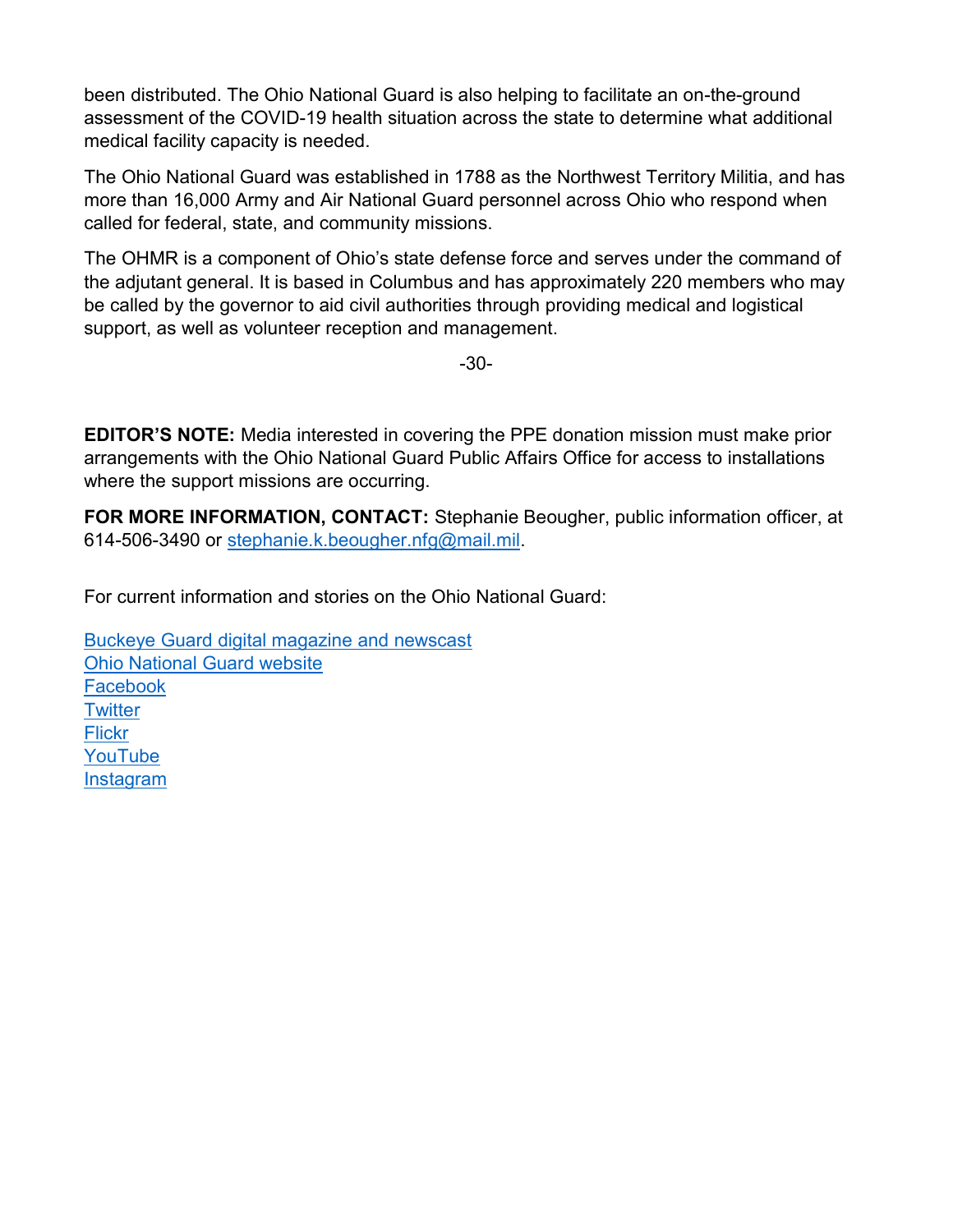been distributed. The Ohio National Guard is also helping to facilitate an on-the-ground assessment of the COVID-19 health situation across the state to determine what additional medical facility capacity is needed.

The Ohio National Guard was established in 1788 as the Northwest Territory Militia, and has more than 16,000 Army and Air National Guard personnel across Ohio who respond when called for federal, state, and community missions.

The OHMR is a component of Ohio's state defense force and serves under the command of the adjutant general. It is based in Columbus and has approximately 220 members who may be called by the governor to aid civil authorities through providing medical and logistical support, as well as volunteer reception and management.

-30-

**EDITOR'S NOTE:** Media interested in covering the PPE donation mission must make prior arrangements with the Ohio National Guard Public Affairs Office for access to installations where the support missions are occurring.

**FOR MORE INFORMATION, CONTACT:** Stephanie Beougher, public information officer, at 614-506-3490 or stephanie.k.beougher.nfg@mail.mil.

For current information and stories on the Ohio National Guard:

Buckeye Guard digital magazine and newscast
Ohio National Guard website
Facebook
Twitter
Flickr
YouTube
Instagram